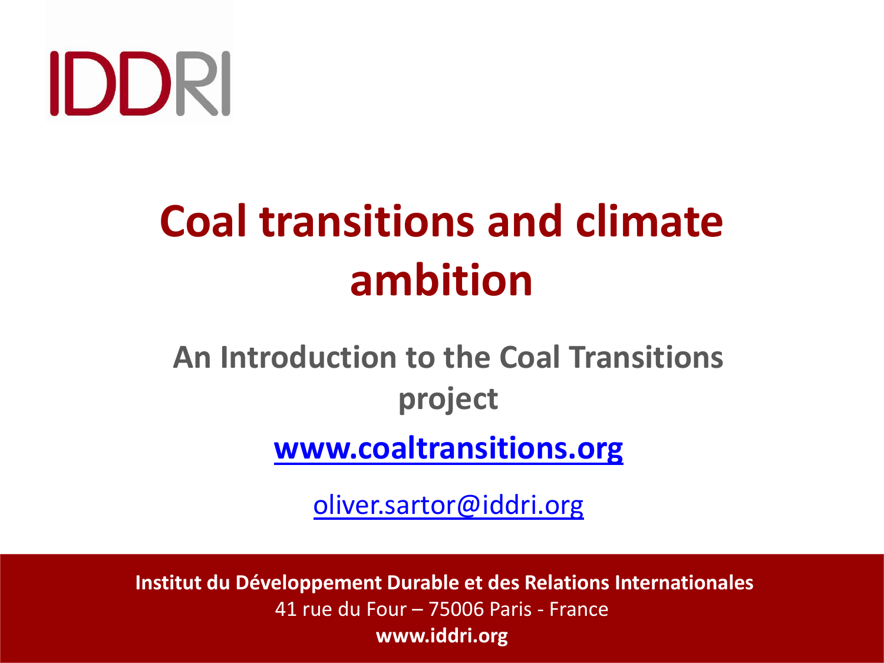IDDRI

# Coal transitions and climate ambition

## An Introduction to the Coal Transitions project

**www.coaltransitions.org**

oliver.sartor@iddri.org

**Institut du Développement Durable et des Relations Internationales**
41 rue du Four – 75006 Paris - France
**www.iddri.org**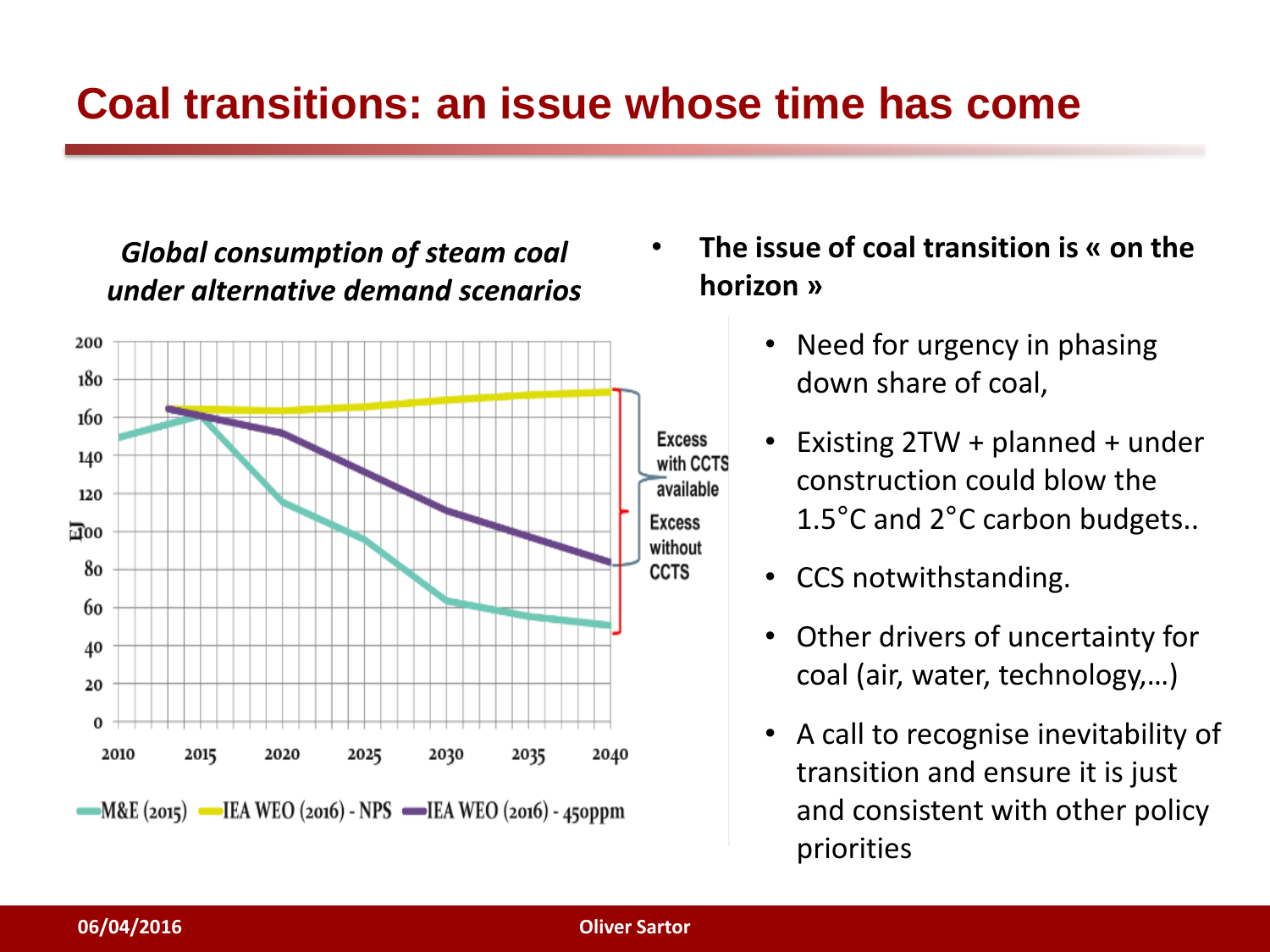# Coal transitions: an issue whose time has come

*Global consumption of steam coal under alternative demand scenarios*

- **The issue of coal transition is « on the horizon »**
  - Need for urgency in phasing down share of coal,
  - Existing 2TW + planned + under construction could blow the 1.5°C and 2°C carbon budgets..
  - CCS notwithstanding.
  - Other drivers of uncertainty for coal (air, water, technology,…)
  - A call to recognise inevitability of transition and ensure it is just and consistent with other policy priorities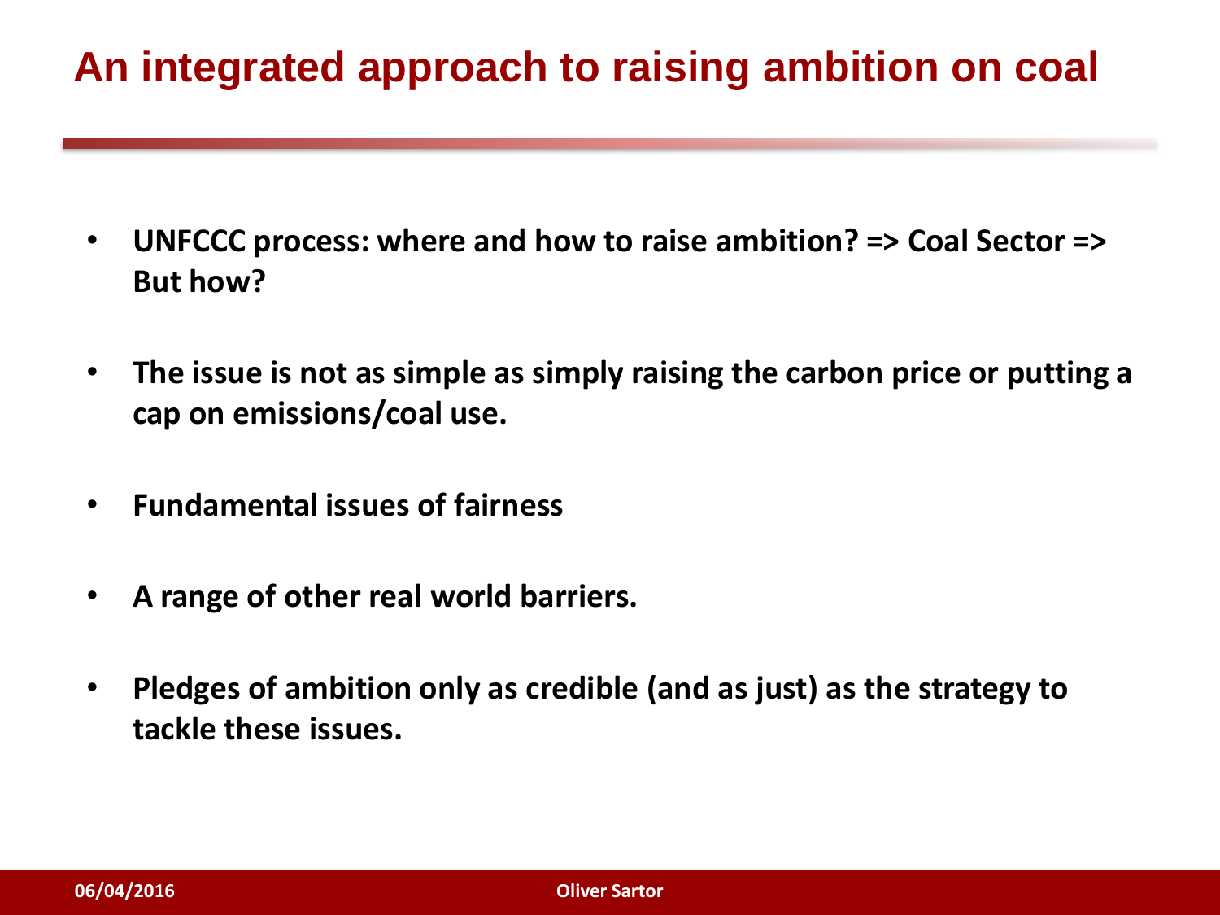# An integrated approach to raising ambition on coal

- **UNFCCC process: where and how to raise ambition? => Coal Sector => But how?**
- **The issue is not as simple as simply raising the carbon price or putting a cap on emissions/coal use.**
- **Fundamental issues of fairness**
- **A range of other real world barriers.**
- **Pledges of ambition only as credible (and as just) as the strategy to tackle these issues.**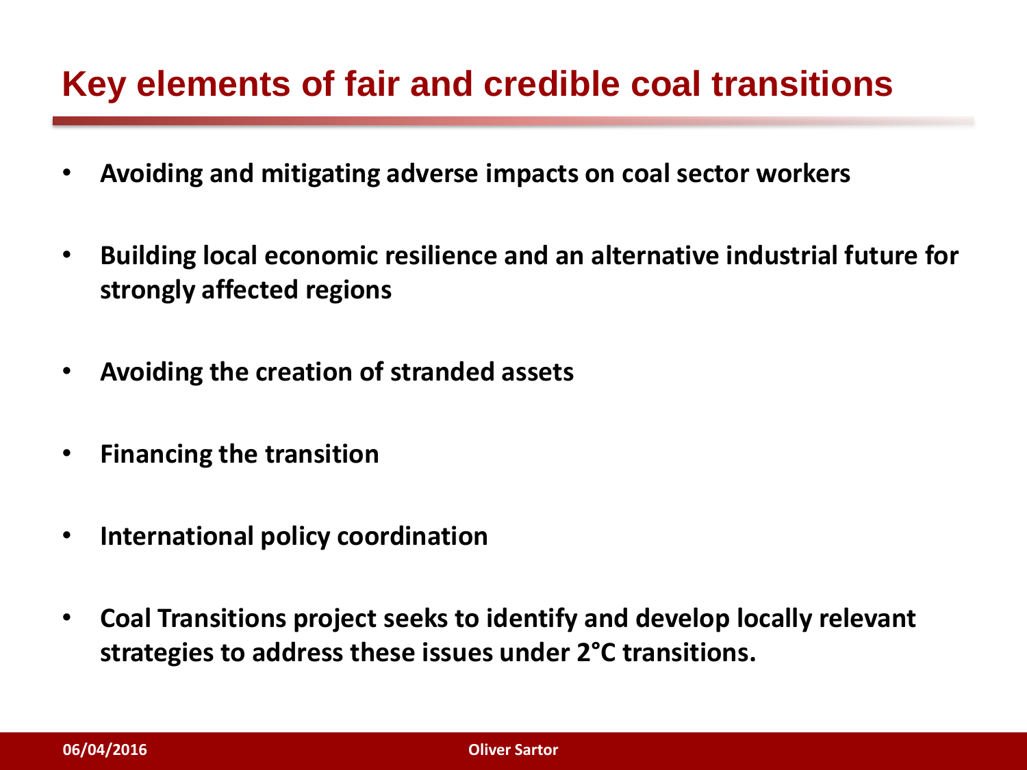# Key elements of fair and credible coal transitions

- **Avoiding and mitigating adverse impacts on coal sector workers**
- **Building local economic resilience and an alternative industrial future for strongly affected regions**
- **Avoiding the creation of stranded assets**
- **Financing the transition**
- **International policy coordination**
- **Coal Transitions project seeks to identify and develop locally relevant strategies to address these issues under 2°C transitions.**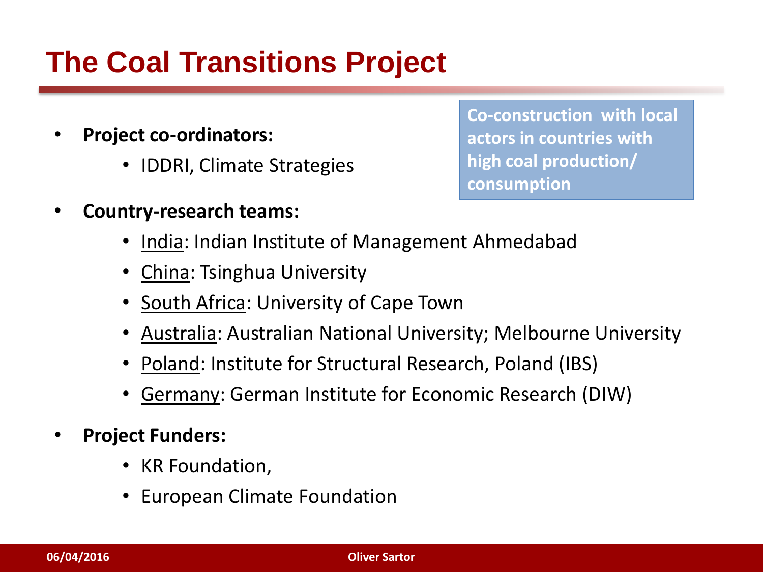# The Coal Transitions Project

- **Project co-ordinators:**
  - IDDRI, Climate Strategies

**Co-construction with local actors in countries with high coal production/ consumption**

- **Country-research teams:**
  - India: Indian Institute of Management Ahmedabad
  - China: Tsinghua University
  - South Africa: University of Cape Town
  - Australia: Australian National University; Melbourne University
  - Poland: Institute for Structural Research, Poland (IBS)
  - Germany: German Institute for Economic Research (DIW)
- **Project Funders:**
  - KR Foundation,
  - European Climate Foundation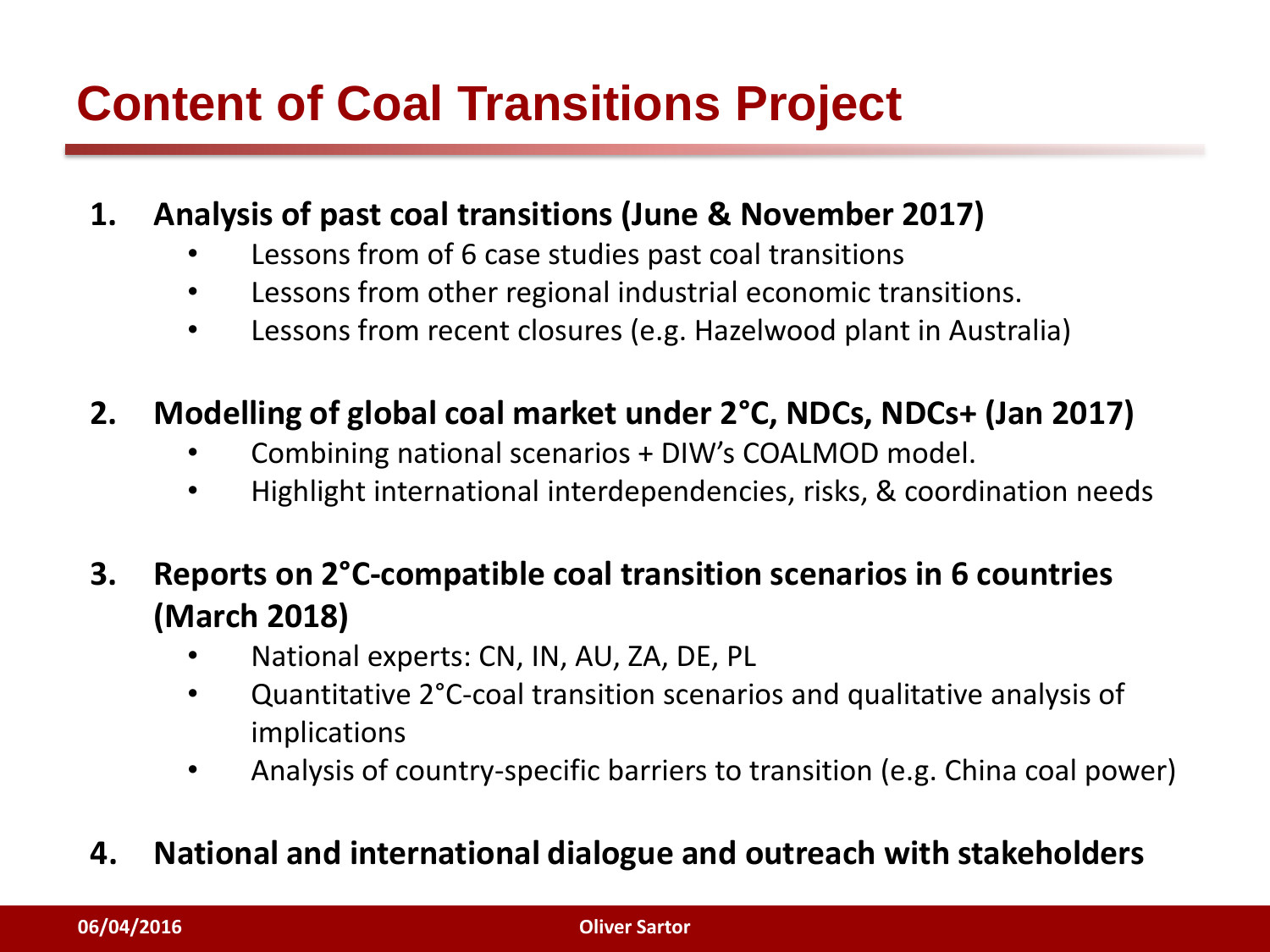# Content of Coal Transitions Project

1. **Analysis of past coal transitions (June & November 2017)**
   - Lessons from of 6 case studies past coal transitions
   - Lessons from other regional industrial economic transitions.
   - Lessons from recent closures (e.g. Hazelwood plant in Australia)

2. **Modelling of global coal market under 2°C, NDCs, NDCs+ (Jan 2017)**
   - Combining national scenarios + DIW's COALMOD model.
   - Highlight international interdependencies, risks, & coordination needs

3. **Reports on 2°C-compatible coal transition scenarios in 6 countries (March 2018)**
   - National experts: CN, IN, AU, ZA, DE, PL
   - Quantitative 2°C-coal transition scenarios and qualitative analysis of implications
   - Analysis of country-specific barriers to transition (e.g. China coal power)

4. **National and international dialogue and outreach with stakeholders**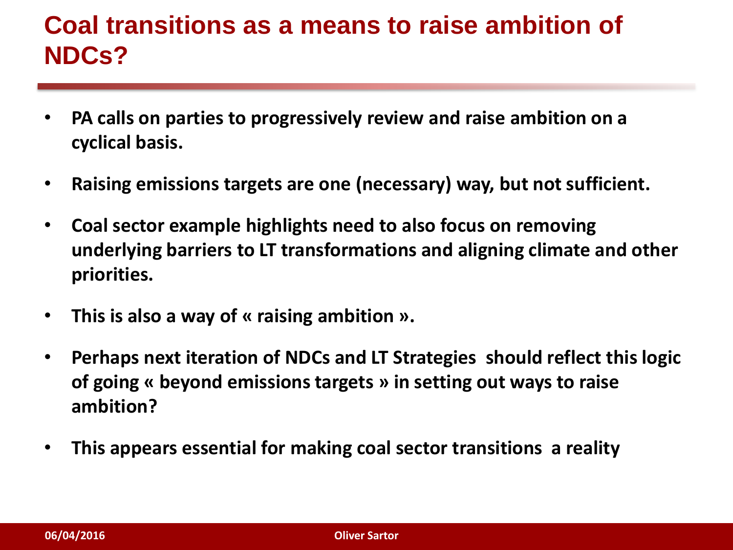# Coal transitions as a means to raise ambition of NDCs?

- **PA calls on parties to progressively review and raise ambition on a cyclical basis.**
- **Raising emissions targets are one (necessary) way, but not sufficient.**
- **Coal sector example highlights need to also focus on removing underlying barriers to LT transformations and aligning climate and other priorities.**
- **This is also a way of « raising ambition ».**
- **Perhaps next iteration of NDCs and LT Strategies should reflect this logic of going « beyond emissions targets » in setting out ways to raise ambition?**
- **This appears essential for making coal sector transitions a reality**